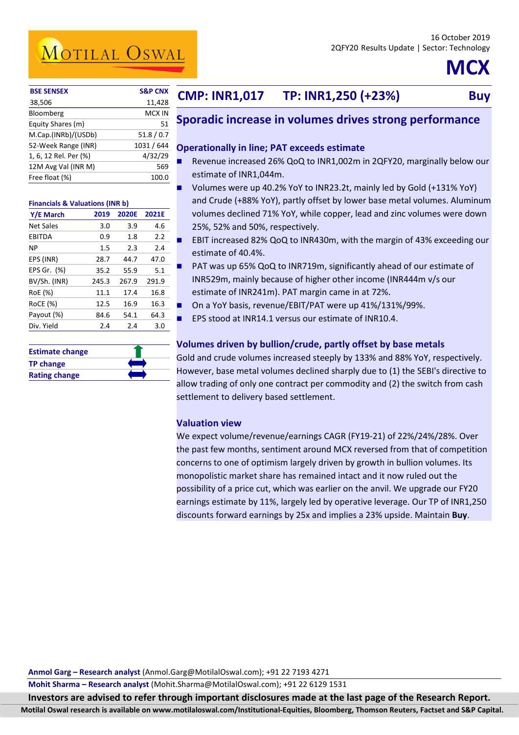16 October 2019
2QFY20 Results Update | Sector: Technology

# MCX

| BSE SENSEX | S&P CNX |
|---|---|
| 38,506 | 11,428 |
| Bloomberg | MCX IN |
| Equity Shares (m) | 51 |
| M.Cap.(INRb)/(USDb) | 51.8 / 0.7 |
| 52-Week Range (INR) | 1031 / 644 |
| 1, 6, 12 Rel. Per (%) | 4/32/29 |
| 12M Avg Val (INR M) | 569 |
| Free float (%) | 100.0 |

**Financials & Valuations (INR b)**

| Y/E March | 2019 | 2020E | 2021E |
|---|---|---|---|
| Net Sales | 3.0 | 3.9 | 4.6 |
| EBITDA | 0.9 | 1.8 | 2.2 |
| NP | 1.5 | 2.3 | 2.4 |
| EPS (INR) | 28.7 | 44.7 | 47.0 |
| EPS Gr. (%) | 35.2 | 55.9 | 5.1 |
| BV/Sh. (INR) | 245.3 | 267.9 | 291.9 |
| RoE (%) | 11.1 | 17.4 | 16.8 |
| RoCE (%) | 12.5 | 16.9 | 16.3 |
| Payout (%) | 84.6 | 54.1 | 64.3 |
| Div. Yield | 2.4 | 2.4 | 3.0 |

| | |
|---|---|
| Estimate change | ↑ |
| TP change | ↔ |
| Rating change | ↔ |

## CMP: INR1,017 TP: INR1,250 (+23%) Buy

## Sporadic increase in volumes drives strong performance

### Operationally in line; PAT exceeds estimate

- Revenue increased 26% QoQ to INR1,002m in 2QFY20, marginally below our estimate of INR1,044m.
- Volumes were up 40.2% YoY to INR23.2t, mainly led by Gold (+131% YoY) and Crude (+88% YoY), partly offset by lower base metal volumes. Aluminum volumes declined 71% YoY, while copper, lead and zinc volumes were down 25%, 52% and 50%, respectively.
- EBIT increased 82% QoQ to INR430m, with the margin of 43% exceeding our estimate of 40.4%.
- PAT was up 65% QoQ to INR719m, significantly ahead of our estimate of INR529m, mainly because of higher other income (INR444m v/s our estimate of INR241m). PAT margin came in at 72%.
- On a YoY basis, revenue/EBIT/PAT were up 41%/131%/99%.
- EPS stood at INR14.1 versus our estimate of INR10.4.

### Volumes driven by bullion/crude, partly offset by base metals

Gold and crude volumes increased steeply by 133% and 88% YoY, respectively. However, base metal volumes declined sharply due to (1) the SEBI's directive to allow trading of only one contract per commodity and (2) the switch from cash settlement to delivery based settlement.

### Valuation view

We expect volume/revenue/earnings CAGR (FY19-21) of 22%/24%/28%. Over the past few months, sentiment around MCX reversed from that of competition concerns to one of optimism largely driven by growth in bullion volumes. Its monopolistic market share has remained intact and it now ruled out the possibility of a price cut, which was earlier on the anvil. We upgrade our FY20 earnings estimate by 11%, largely led by operative leverage. Our TP of INR1,250 discounts forward earnings by 25x and implies a 23% upside. Maintain **Buy**.

**Anmol Garg – Research analyst** (Anmol.Garg@MotilalOswal.com); +91 22 7193 4271

**Mohit Sharma – Research analyst** (Mohit.Sharma@MotilalOswal.com); +91 22 6129 1531

**Investors are advised to refer through important disclosures made at the last page of the Research Report.**

**Motilal Oswal research is available on www.motilaloswal.com/Institutional-Equities, Bloomberg, Thomson Reuters, Factset and S&P Capital.**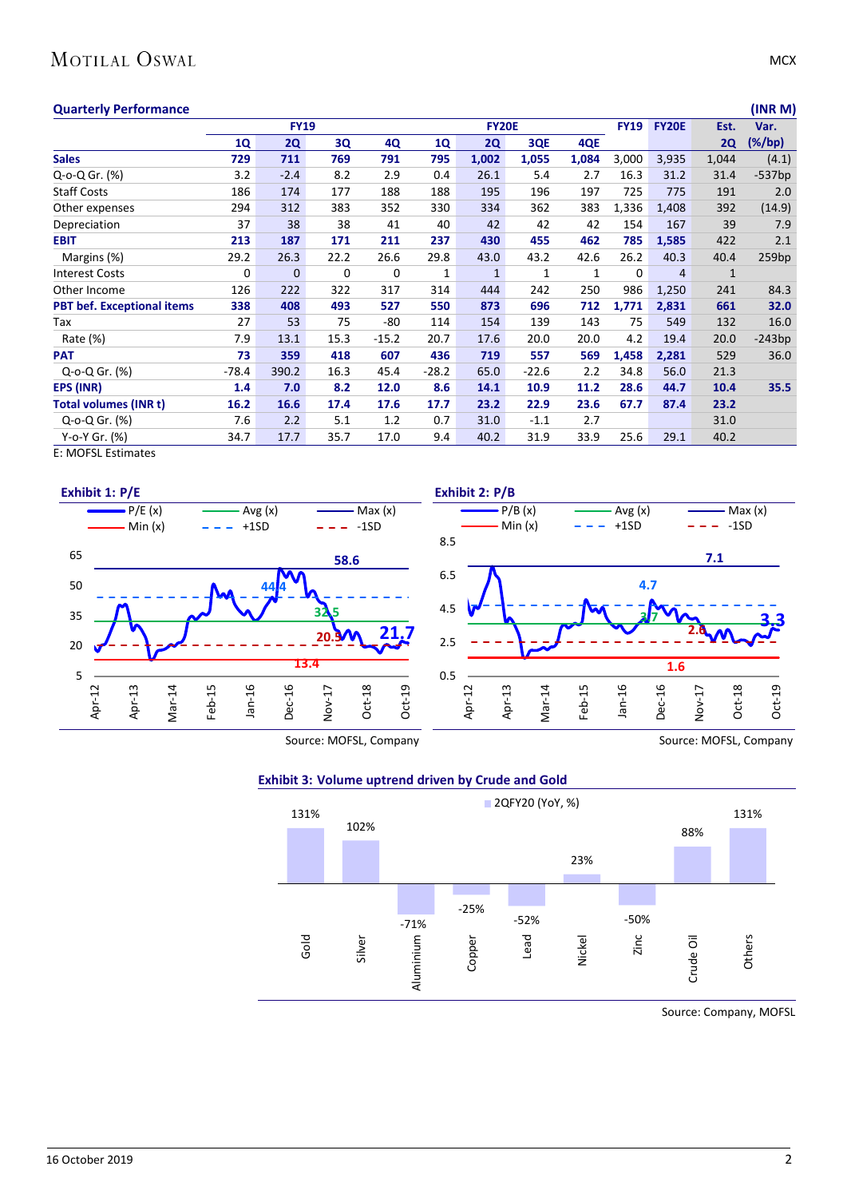### Quarterly Performance

(INR M)

| | FY19 | | | | FY20E | | | | FY19 | FY20E | Est. | Var. |
|---|---|---|---|---|---|---|---|---|---|---|---|---|
| | 1Q | 2Q | 3Q | 4Q | 1Q | 2Q | 3QE | 4QE | | | 2Q | (%/bp) |
| **Sales** | **729** | **711** | **769** | **791** | **795** | **1,002** | **1,055** | **1,084** | 3,000 | 3,935 | 1,044 | (4.1) |
| Q-o-Q Gr. (%) | 3.2 | -2.4 | 8.2 | 2.9 | 0.4 | 26.1 | 5.4 | 2.7 | 16.3 | 31.2 | 31.4 | -537bp |
| Staff Costs | 186 | 174 | 177 | 188 | 188 | 195 | 196 | 197 | 725 | 775 | 191 | 2.0 |
| Other expenses | 294 | 312 | 383 | 352 | 330 | 334 | 362 | 383 | 1,336 | 1,408 | 392 | (14.9) |
| Depreciation | 37 | 38 | 38 | 41 | 40 | 42 | 42 | 42 | 154 | 167 | 39 | 7.9 |
| **EBIT** | **213** | **187** | **171** | **211** | **237** | **430** | **455** | **462** | **785** | **1,585** | 422 | 2.1 |
| Margins (%) | 29.2 | 26.3 | 22.2 | 26.6 | 29.8 | 43.0 | 43.2 | 42.6 | 26.2 | 40.3 | 40.4 | 259bp |
| Interest Costs | 0 | 0 | 0 | 0 | 1 | 1 | 1 | 1 | 0 | 4 | 1 | |
| Other Income | 126 | 222 | 322 | 317 | 314 | 444 | 242 | 250 | 986 | 1,250 | 241 | 84.3 |
| **PBT bef. Exceptional items** | **338** | **408** | **493** | **527** | **550** | **873** | **696** | **712** | **1,771** | **2,831** | **661** | **32.0** |
| Tax | 27 | 53 | 75 | -80 | 114 | 154 | 139 | 143 | 75 | 549 | 132 | 16.0 |
| Rate (%) | 7.9 | 13.1 | 15.3 | -15.2 | 20.7 | 17.6 | 20.0 | 20.0 | 4.2 | 19.4 | 20.0 | -243bp |
| **PAT** | **73** | **359** | **418** | **607** | **436** | **719** | **557** | **569** | **1,458** | **2,281** | 529 | 36.0 |
| Q-o-Q Gr. (%) | -78.4 | 390.2 | 16.3 | 45.4 | -28.2 | 65.0 | -22.6 | 2.2 | 34.8 | 56.0 | 21.3 | |
| **EPS (INR)** | **1.4** | **7.0** | **8.2** | **12.0** | **8.6** | **14.1** | **10.9** | **11.2** | **28.6** | **44.7** | **10.4** | **35.5** |
| **Total volumes (INR t)** | **16.2** | **16.6** | **17.4** | **17.6** | **17.7** | **23.2** | **22.9** | **23.6** | **67.7** | **87.4** | **23.2** | |
| Q-o-Q Gr. (%) | 7.6 | 2.2 | 5.1 | 1.2 | 0.7 | 31.0 | -1.1 | 2.7 | | | 31.0 | |
| Y-o-Y Gr. (%) | 34.7 | 17.7 | 35.7 | 17.0 | 9.4 | 40.2 | 31.9 | 33.9 | 25.6 | 29.1 | 40.2 | |

E: MOFSL Estimates

**Exhibit 1: P/E**

Source: MOFSL, Company

**Exhibit 2: P/B**

Source: MOFSL, Company

**Exhibit 3: Volume uptrend driven by Crude and Gold**

Source: Company, MOFSL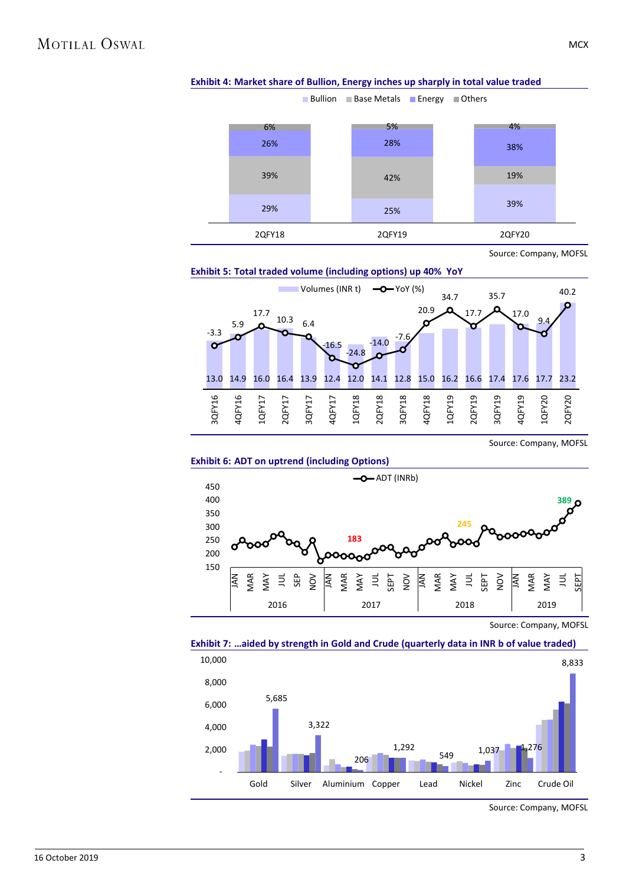**Exhibit 4: Market share of Bullion, Energy inches up sharply in total value traded**

| | 2QFY18 | 2QFY19 | 2QFY20 |
|---|---|---|---|
| Bullion | 29% | 25% | 39% |
| Base Metals | 39% | 42% | 19% |
| Energy | 26% | 28% | 38% |
| Others | 6% | 5% | 4% |

Source: Company, MOFSL

**Exhibit 5: Total traded volume (including options) up 40% YoY**

| Quarter | Volumes (INR t) | YoY (%) |
|---|---|---|
| 3QFY16 | 13.0 | -3.3 |
| 4QFY16 | 14.9 | 5.9 |
| 1QFY17 | 16.0 | 17.7 |
| 2QFY17 | 16.4 | 10.3 |
| 3QFY17 | 13.9 | 6.4 |
| 4QFY17 | 12.4 | -16.5 |
| 1QFY18 | 12.0 | -24.8 |
| 2QFY18 | 14.1 | -14.0 |
| 3QFY18 | 12.8 | -7.6 |
| 4QFY18 | 15.0 | 20.9 |
| 1QFY19 | 16.2 | 34.7 |
| 2QFY19 | 16.6 | 17.7 |
| 3QFY19 | 17.4 | 35.7 |
| 4QFY19 | 17.6 | 17.0 |
| 1QFY20 | 17.7 | 9.4 |
| 2QFY20 | 23.2 | 40.2 |

Source: Company, MOFSL

**Exhibit 6: ADT on uptrend (including Options)**

ADT (INRb) — monthly, 2016–2019; labelled values: 183 (2017), 245 (2018), 389 (2019)

Source: Company, MOFSL

**Exhibit 7: …aided by strength in Gold and Crude (quarterly data in INR b of value traded)**

| Commodity | Latest value labelled |
|---|---|
| Gold | 5,685 |
| Silver | 3,322 |
| Aluminium | 206 |
| Copper | 1,292 |
| Lead | 549 |
| Nickel | 1,037 |
| Zinc | 1,276 |
| Crude Oil | 8,833 |

Source: Company, MOFSL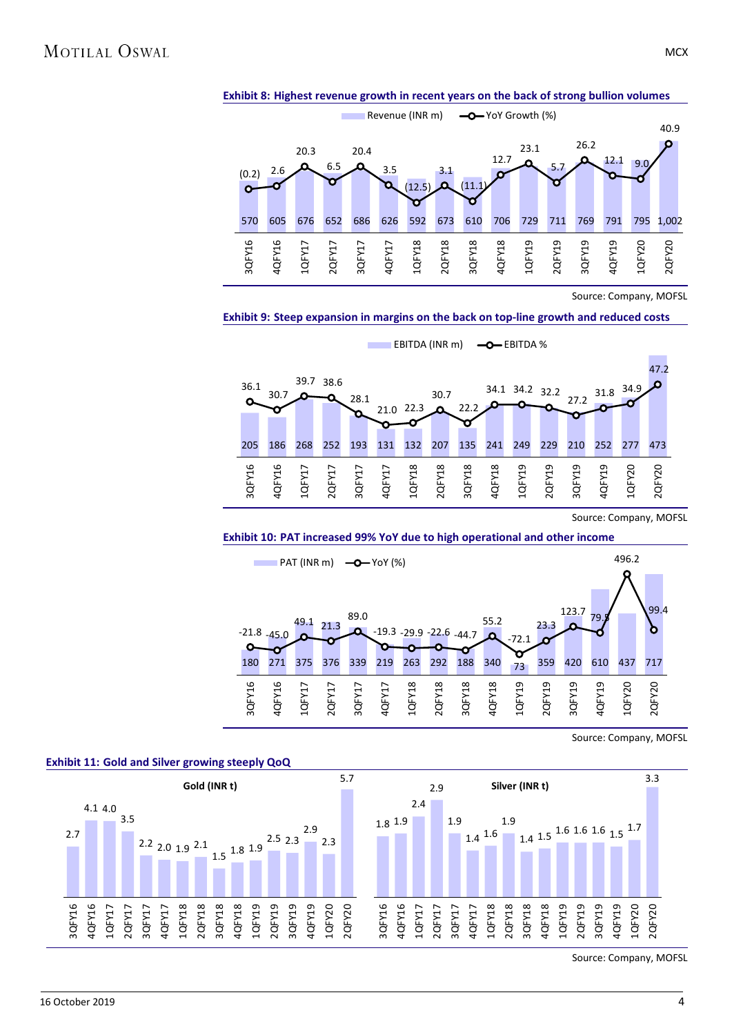**Exhibit 8: Highest revenue growth in recent years on the back of strong bullion volumes**

| Quarter | Revenue (INR m) | YoY Growth (%) |
|---|---|---|
| 3QFY16 | 570 | (0.2) |
| 4QFY16 | 605 | 2.6 |
| 1QFY17 | 676 | 20.3 |
| 2QFY17 | 652 | 6.5 |
| 3QFY17 | 686 | 20.4 |
| 4QFY17 | 626 | 3.5 |
| 1QFY18 | 592 | (12.5) |
| 2QFY18 | 673 | 3.1 |
| 3QFY18 | 610 | (11.1) |
| 4QFY18 | 706 | 12.7 |
| 1QFY19 | 729 | 23.1 |
| 2QFY19 | 711 | 5.7 |
| 3QFY19 | 769 | 26.2 |
| 4QFY19 | 791 | 12.1 |
| 1QFY20 | 795 | 9.0 |
| 2QFY20 | 1,002 | 40.9 |

Source: Company, MOFSL

**Exhibit 9: Steep expansion in margins on the back on top-line growth and reduced costs**

| Quarter | EBITDA (INR m) | EBITDA % |
|---|---|---|
| 3QFY16 | 205 | 36.1 |
| 4QFY16 | 186 | 30.7 |
| 1QFY17 | 268 | 39.7 |
| 2QFY17 | 252 | 38.6 |
| 3QFY17 | 193 | 28.1 |
| 4QFY17 | 131 | 21.0 |
| 1QFY18 | 132 | 22.3 |
| 2QFY18 | 207 | 30.7 |
| 3QFY18 | 135 | 22.2 |
| 4QFY18 | 241 | 34.1 |
| 1QFY19 | 249 | 34.2 |
| 2QFY19 | 229 | 32.2 |
| 3QFY19 | 210 | 27.2 |
| 4QFY19 | 252 | 31.8 |
| 1QFY20 | 277 | 34.9 |
| 2QFY20 | 473 | 47.2 |

Source: Company, MOFSL

**Exhibit 10: PAT increased 99% YoY due to high operational and other income**

| Quarter | PAT (INR m) | YoY (%) |
|---|---|---|
| 3QFY16 | 180 | -21.8 |
| 4QFY16 | 271 | -45.0 |
| 1QFY17 | 375 | 49.1 |
| 2QFY17 | 376 | 21.3 |
| 3QFY17 | 339 | 89.0 |
| 4QFY17 | 219 | -19.3 |
| 1QFY18 | 263 | -29.9 |
| 2QFY18 | 292 | -22.6 |
| 3QFY18 | 188 | -44.7 |
| 4QFY18 | 340 | 55.2 |
| 1QFY19 | 73 | -72.1 |
| 2QFY19 | 359 | 23.3 |
| 3QFY19 | 420 | 123.7 |
| 4QFY19 | 610 | 79.5 |
| 1QFY20 | 437 | 496.2 |
| 2QFY20 | 717 | 99.4 |

Source: Company, MOFSL

**Exhibit 11: Gold and Silver growing steeply QoQ**

| Quarter | Gold (INR t) | Silver (INR t) |
|---|---|---|
| 3QFY16 | 2.7 | 1.8 |
| 4QFY16 | 4.1 | 1.9 |
| 1QFY17 | 4.0 | 2.4 |
| 2QFY17 | 3.5 | 2.9 |
| 3QFY17 | 2.2 | 1.9 |
| 4QFY17 | 2.0 | 1.4 |
| 1QFY18 | 1.9 | 1.6 |
| 2QFY18 | 2.1 | 1.9 |
| 3QFY18 | 1.5 | 1.4 |
| 4QFY18 | 1.8 | 1.5 |
| 1QFY19 | 1.9 | 1.6 |
| 2QFY19 | 2.5 | 1.6 |
| 3QFY19 | 2.3 | 1.6 |
| 4QFY19 | 2.9 | 1.5 |
| 1QFY20 | 2.3 | 1.7 |
| 2QFY20 | 5.7 | 3.3 |

Source: Company, MOFSL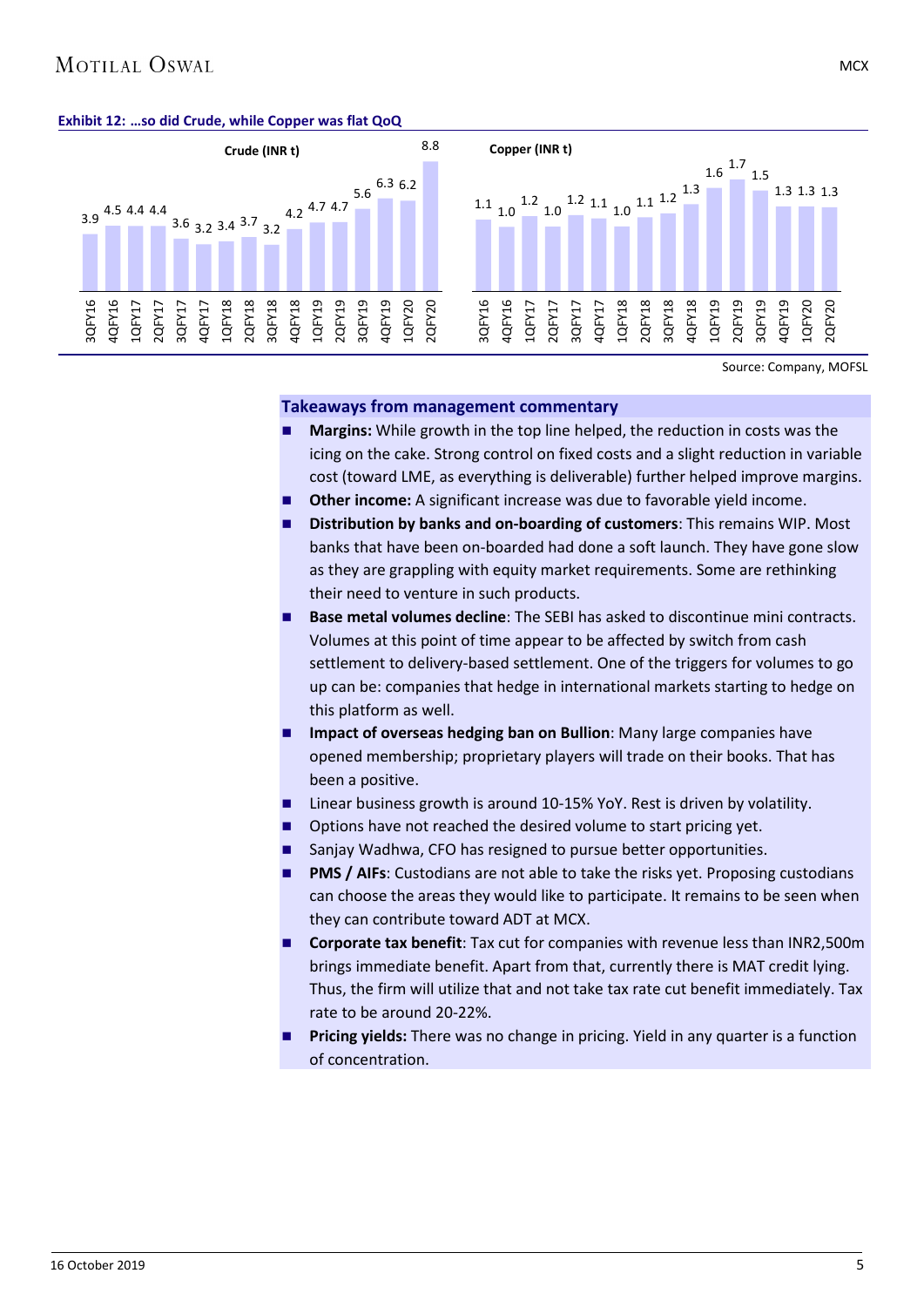**Exhibit 12: …so did Crude, while Copper was flat QoQ**

**Crude (INR t)**

| Quarter | Value |
|---|---|
| 3QFY16 | 3.9 |
| 4QFY16 | 4.5 |
| 1QFY17 | 4.4 |
| 2QFY17 | 4.4 |
| 3QFY17 | 3.6 |
| 4QFY17 | 3.2 |
| 1QFY18 | 3.4 |
| 2QFY18 | 3.7 |
| 3QFY18 | 3.2 |
| 4QFY18 | 4.2 |
| 1QFY19 | 4.7 |
| 2QFY19 | 4.7 |
| 3QFY19 | 5.6 |
| 4QFY19 | 6.3 |
| 1QFY20 | 6.2 |
| 2QFY20 | 8.8 |

**Copper (INR t)**

| Quarter | Value |
|---|---|
| 3QFY16 | 1.1 |
| 4QFY16 | 1.0 |
| 1QFY17 | 1.2 |
| 2QFY17 | 1.0 |
| 3QFY17 | 1.2 |
| 4QFY17 | 1.1 |
| 1QFY18 | 1.0 |
| 2QFY18 | 1.1 |
| 3QFY18 | 1.2 |
| 4QFY18 | 1.3 |
| 1QFY19 | 1.6 |
| 2QFY19 | 1.7 |
| 3QFY19 | 1.5 |
| 4QFY19 | 1.3 |
| 1QFY20 | 1.3 |
| 2QFY20 | 1.3 |

Source: Company, MOFSL

## Takeaways from management commentary

- **Margins:** While growth in the top line helped, the reduction in costs was the icing on the cake. Strong control on fixed costs and a slight reduction in variable cost (toward LME, as everything is deliverable) further helped improve margins.
- **Other income:** A significant increase was due to favorable yield income.
- **Distribution by banks and on-boarding of customers**: This remains WIP. Most banks that have been on-boarded had done a soft launch. They have gone slow as they are grappling with equity market requirements. Some are rethinking their need to venture in such products.
- **Base metal volumes decline**: The SEBI has asked to discontinue mini contracts. Volumes at this point of time appear to be affected by switch from cash settlement to delivery-based settlement. One of the triggers for volumes to go up can be: companies that hedge in international markets starting to hedge on this platform as well.
- **Impact of overseas hedging ban on Bullion**: Many large companies have opened membership; proprietary players will trade on their books. That has been a positive.
- Linear business growth is around 10-15% YoY. Rest is driven by volatility.
- Options have not reached the desired volume to start pricing yet.
- Sanjay Wadhwa, CFO has resigned to pursue better opportunities.
- **PMS / AIFs**: Custodians are not able to take the risks yet. Proposing custodians can choose the areas they would like to participate. It remains to be seen when they can contribute toward ADT at MCX.
- **Corporate tax benefit**: Tax cut for companies with revenue less than INR2,500m brings immediate benefit. Apart from that, currently there is MAT credit lying. Thus, the firm will utilize that and not take tax rate cut benefit immediately. Tax rate to be around 20-22%.
- **Pricing yields:** There was no change in pricing. Yield in any quarter is a function of concentration.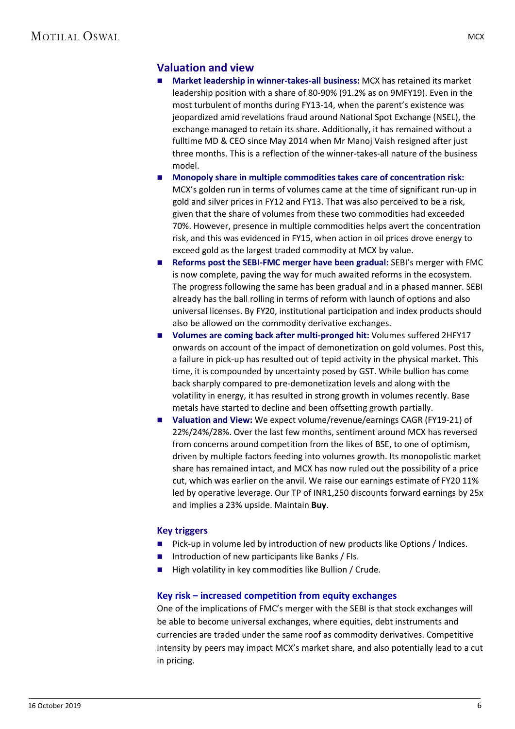## Valuation and view

- **Market leadership in winner-takes-all business:** MCX has retained its market leadership position with a share of 80-90% (91.2% as on 9MFY19). Even in the most turbulent of months during FY13-14, when the parent's existence was jeopardized amid revelations fraud around National Spot Exchange (NSEL), the exchange managed to retain its share. Additionally, it has remained without a fulltime MD & CEO since May 2014 when Mr Manoj Vaish resigned after just three months. This is a reflection of the winner-takes-all nature of the business model.
- **Monopoly share in multiple commodities takes care of concentration risk:** MCX's golden run in terms of volumes came at the time of significant run-up in gold and silver prices in FY12 and FY13. That was also perceived to be a risk, given that the share of volumes from these two commodities had exceeded 70%. However, presence in multiple commodities helps avert the concentration risk, and this was evidenced in FY15, when action in oil prices drove energy to exceed gold as the largest traded commodity at MCX by value.
- **Reforms post the SEBI-FMC merger have been gradual:** SEBI's merger with FMC is now complete, paving the way for much awaited reforms in the ecosystem. The progress following the same has been gradual and in a phased manner. SEBI already has the ball rolling in terms of reform with launch of options and also universal licenses. By FY20, institutional participation and index products should also be allowed on the commodity derivative exchanges.
- **Volumes are coming back after multi-pronged hit:** Volumes suffered 2HFY17 onwards on account of the impact of demonetization on gold volumes. Post this, a failure in pick-up has resulted out of tepid activity in the physical market. This time, it is compounded by uncertainty posed by GST. While bullion has come back sharply compared to pre-demonetization levels and along with the volatility in energy, it has resulted in strong growth in volumes recently. Base metals have started to decline and been offsetting growth partially.
- **Valuation and View:** We expect volume/revenue/earnings CAGR (FY19-21) of 22%/24%/28%. Over the last few months, sentiment around MCX has reversed from concerns around competition from the likes of BSE, to one of optimism, driven by multiple factors feeding into volumes growth. Its monopolistic market share has remained intact, and MCX has now ruled out the possibility of a price cut, which was earlier on the anvil. We raise our earnings estimate of FY20 11% led by operative leverage. Our TP of INR1,250 discounts forward earnings by 25x and implies a 23% upside. Maintain **Buy**.

### Key triggers

- Pick-up in volume led by introduction of new products like Options / Indices.
- Introduction of new participants like Banks / FIs.
- High volatility in key commodities like Bullion / Crude.

### Key risk – increased competition from equity exchanges

One of the implications of FMC's merger with the SEBI is that stock exchanges will be able to become universal exchanges, where equities, debt instruments and currencies are traded under the same roof as commodity derivatives. Competitive intensity by peers may impact MCX's market share, and also potentially lead to a cut in pricing.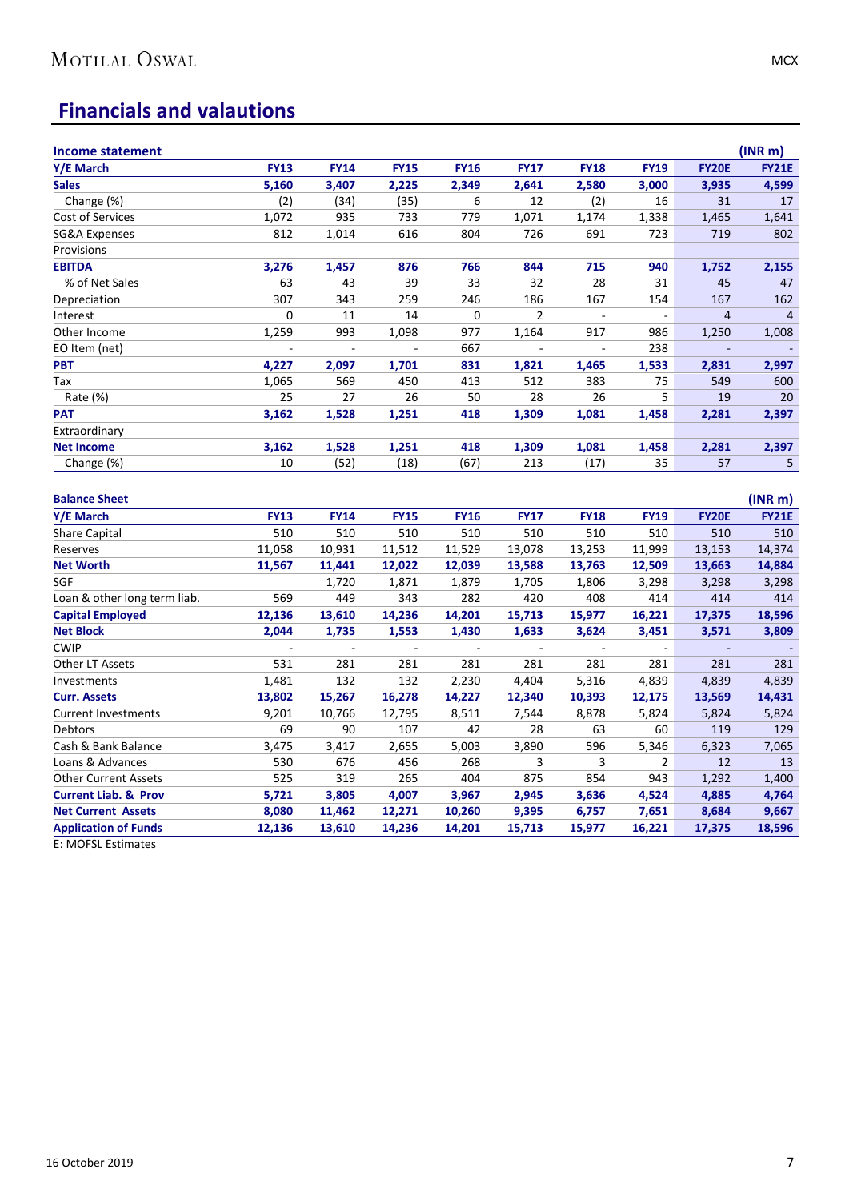## Financials and valautions

| Income statement | | | | | | | | | (INR m) |
|---|---|---|---|---|---|---|---|---|---|
| **Y/E March** | **FY13** | **FY14** | **FY15** | **FY16** | **FY17** | **FY18** | **FY19** | **FY20E** | **FY21E** |
| **Sales** | **5,160** | **3,407** | **2,225** | **2,349** | **2,641** | **2,580** | **3,000** | **3,935** | **4,599** |
| Change (%) | (2) | (34) | (35) | 6 | 12 | (2) | 16 | 31 | 17 |
| Cost of Services | 1,072 | 935 | 733 | 779 | 1,071 | 1,174 | 1,338 | 1,465 | 1,641 |
| SG&A Expenses | 812 | 1,014 | 616 | 804 | 726 | 691 | 723 | 719 | 802 |
| Provisions | | | | | | | | | |
| **EBITDA** | **3,276** | **1,457** | **876** | **766** | **844** | **715** | **940** | **1,752** | **2,155** |
| % of Net Sales | 63 | 43 | 39 | 33 | 32 | 28 | 31 | 45 | 47 |
| Depreciation | 307 | 343 | 259 | 246 | 186 | 167 | 154 | 167 | 162 |
| Interest | 0 | 11 | 14 | 0 | 2 | - | - | 4 | 4 |
| Other Income | 1,259 | 993 | 1,098 | 977 | 1,164 | 917 | 986 | 1,250 | 1,008 |
| EO Item (net) | - | - | - | 667 | - | - | 238 | - | - |
| **PBT** | **4,227** | **2,097** | **1,701** | **831** | **1,821** | **1,465** | **1,533** | **2,831** | **2,997** |
| Tax | 1,065 | 569 | 450 | 413 | 512 | 383 | 75 | 549 | 600 |
| Rate (%) | 25 | 27 | 26 | 50 | 28 | 26 | 5 | 19 | 20 |
| **PAT** | **3,162** | **1,528** | **1,251** | **418** | **1,309** | **1,081** | **1,458** | **2,281** | **2,397** |
| Extraordinary | | | | | | | | | |
| **Net Income** | **3,162** | **1,528** | **1,251** | **418** | **1,309** | **1,081** | **1,458** | **2,281** | **2,397** |
| Change (%) | 10 | (52) | (18) | (67) | 213 | (17) | 35 | 57 | 5 |

| Balance Sheet | | | | | | | | | (INR m) |
|---|---|---|---|---|---|---|---|---|---|
| **Y/E March** | **FY13** | **FY14** | **FY15** | **FY16** | **FY17** | **FY18** | **FY19** | **FY20E** | **FY21E** |
| Share Capital | 510 | 510 | 510 | 510 | 510 | 510 | 510 | 510 | 510 |
| Reserves | 11,058 | 10,931 | 11,512 | 11,529 | 13,078 | 13,253 | 11,999 | 13,153 | 14,374 |
| **Net Worth** | **11,567** | **11,441** | **12,022** | **12,039** | **13,588** | **13,763** | **12,509** | **13,663** | **14,884** |
| SGF | | 1,720 | 1,871 | 1,879 | 1,705 | 1,806 | 3,298 | 3,298 | 3,298 |
| Loan & other long term liab. | 569 | 449 | 343 | 282 | 420 | 408 | 414 | 414 | 414 |
| **Capital Employed** | **12,136** | **13,610** | **14,236** | **14,201** | **15,713** | **15,977** | **16,221** | **17,375** | **18,596** |
| **Net Block** | **2,044** | **1,735** | **1,553** | **1,430** | **1,633** | **3,624** | **3,451** | **3,571** | **3,809** |
| CWIP | - | - | - | - | - | - | - | - | - |
| Other LT Assets | 531 | 281 | 281 | 281 | 281 | 281 | 281 | 281 | 281 |
| Investments | 1,481 | 132 | 132 | 2,230 | 4,404 | 5,316 | 4,839 | 4,839 | 4,839 |
| **Curr. Assets** | **13,802** | **15,267** | **16,278** | **14,227** | **12,340** | **10,393** | **12,175** | **13,569** | **14,431** |
| Current Investments | 9,201 | 10,766 | 12,795 | 8,511 | 7,544 | 8,878 | 5,824 | 5,824 | 5,824 |
| Debtors | 69 | 90 | 107 | 42 | 28 | 63 | 60 | 119 | 129 |
| Cash & Bank Balance | 3,475 | 3,417 | 2,655 | 5,003 | 3,890 | 596 | 5,346 | 6,323 | 7,065 |
| Loans & Advances | 530 | 676 | 456 | 268 | 3 | 3 | 2 | 12 | 13 |
| Other Current Assets | 525 | 319 | 265 | 404 | 875 | 854 | 943 | 1,292 | 1,400 |
| **Current Liab. & Prov** | **5,721** | **3,805** | **4,007** | **3,967** | **2,945** | **3,636** | **4,524** | **4,885** | **4,764** |
| **Net Current Assets** | **8,080** | **11,462** | **12,271** | **10,260** | **9,395** | **6,757** | **7,651** | **8,684** | **9,667** |
| **Application of Funds** | **12,136** | **13,610** | **14,236** | **14,201** | **15,713** | **15,977** | **16,221** | **17,375** | **18,596** |

E: MOFSL Estimates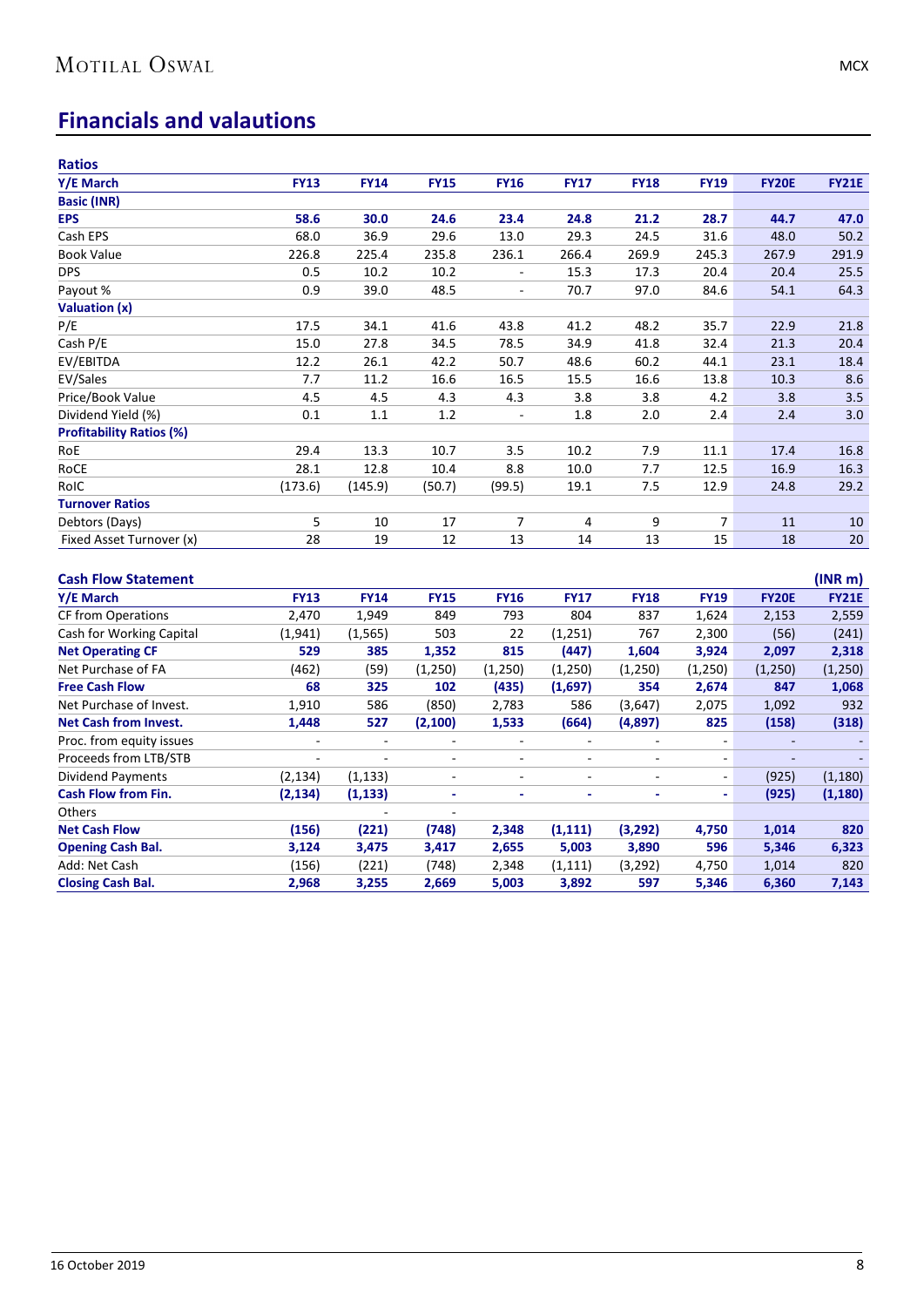## Financials and valautions

**Ratios**

| Y/E March | FY13 | FY14 | FY15 | FY16 | FY17 | FY18 | FY19 | FY20E | FY21E |
|---|---|---|---|---|---|---|---|---|---|
| **Basic (INR)** | | | | | | | | | |
| **EPS** | **58.6** | **30.0** | **24.6** | **23.4** | **24.8** | **21.2** | **28.7** | **44.7** | **47.0** |
| Cash EPS | 68.0 | 36.9 | 29.6 | 13.0 | 29.3 | 24.5 | 31.6 | 48.0 | 50.2 |
| Book Value | 226.8 | 225.4 | 235.8 | 236.1 | 266.4 | 269.9 | 245.3 | 267.9 | 291.9 |
| DPS | 0.5 | 10.2 | 10.2 | - | 15.3 | 17.3 | 20.4 | 20.4 | 25.5 |
| Payout % | 0.9 | 39.0 | 48.5 | - | 70.7 | 97.0 | 84.6 | 54.1 | 64.3 |
| **Valuation (x)** | | | | | | | | | |
| P/E | 17.5 | 34.1 | 41.6 | 43.8 | 41.2 | 48.2 | 35.7 | 22.9 | 21.8 |
| Cash P/E | 15.0 | 27.8 | 34.5 | 78.5 | 34.9 | 41.8 | 32.4 | 21.3 | 20.4 |
| EV/EBITDA | 12.2 | 26.1 | 42.2 | 50.7 | 48.6 | 60.2 | 44.1 | 23.1 | 18.4 |
| EV/Sales | 7.7 | 11.2 | 16.6 | 16.5 | 15.5 | 16.6 | 13.8 | 10.3 | 8.6 |
| Price/Book Value | 4.5 | 4.5 | 4.3 | 4.3 | 3.8 | 3.8 | 4.2 | 3.8 | 3.5 |
| Dividend Yield (%) | 0.1 | 1.1 | 1.2 | - | 1.8 | 2.0 | 2.4 | 2.4 | 3.0 |
| **Profitability Ratios (%)** | | | | | | | | | |
| RoE | 29.4 | 13.3 | 10.7 | 3.5 | 10.2 | 7.9 | 11.1 | 17.4 | 16.8 |
| RoCE | 28.1 | 12.8 | 10.4 | 8.8 | 10.0 | 7.7 | 12.5 | 16.9 | 16.3 |
| RoIC | (173.6) | (145.9) | (50.7) | (99.5) | 19.1 | 7.5 | 12.9 | 24.8 | 29.2 |
| **Turnover Ratios** | | | | | | | | | |
| Debtors (Days) | 5 | 10 | 17 | 7 | 4 | 9 | 7 | 11 | 10 |
| Fixed Asset Turnover (x) | 28 | 19 | 12 | 13 | 14 | 13 | 15 | 18 | 20 |

**Cash Flow Statement** (INR m)

| Y/E March | FY13 | FY14 | FY15 | FY16 | FY17 | FY18 | FY19 | FY20E | FY21E |
|---|---|---|---|---|---|---|---|---|---|
| CF from Operations | 2,470 | 1,949 | 849 | 793 | 804 | 837 | 1,624 | 2,153 | 2,559 |
| Cash for Working Capital | (1,941) | (1,565) | 503 | 22 | (1,251) | 767 | 2,300 | (56) | (241) |
| **Net Operating CF** | **529** | **385** | **1,352** | **815** | **(447)** | **1,604** | **3,924** | **2,097** | **2,318** |
| Net Purchase of FA | (462) | (59) | (1,250) | (1,250) | (1,250) | (1,250) | (1,250) | (1,250) | (1,250) |
| **Free Cash Flow** | **68** | **325** | **102** | **(435)** | **(1,697)** | **354** | **2,674** | **847** | **1,068** |
| Net Purchase of Invest. | 1,910 | 586 | (850) | 2,783 | 586 | (3,647) | 2,075 | 1,092 | 932 |
| **Net Cash from Invest.** | **1,448** | **527** | **(2,100)** | **1,533** | **(664)** | **(4,897)** | **825** | **(158)** | **(318)** |
| Proc. from equity issues | - | - | - | - | - | - | - | - | - |
| Proceeds from LTB/STB | - | - | - | - | - | - | - | - | - |
| Dividend Payments | (2,134) | (1,133) | - | - | - | - | - | (925) | (1,180) |
| **Cash Flow from Fin.** | **(2,134)** | **(1,133)** | **-** | **-** | **-** | **-** | **-** | **(925)** | **(1,180)** |
| Others | | - | - | | | | | | |
| **Net Cash Flow** | **(156)** | **(221)** | **(748)** | **2,348** | **(1,111)** | **(3,292)** | **4,750** | **1,014** | **820** |
| **Opening Cash Bal.** | **3,124** | **3,475** | **3,417** | **2,655** | **5,003** | **3,890** | **596** | **5,346** | **6,323** |
| Add: Net Cash | (156) | (221) | (748) | 2,348 | (1,111) | (3,292) | 4,750 | 1,014 | 820 |
| **Closing Cash Bal.** | **2,968** | **3,255** | **2,669** | **5,003** | **3,892** | **597** | **5,346** | **6,360** | **7,143** |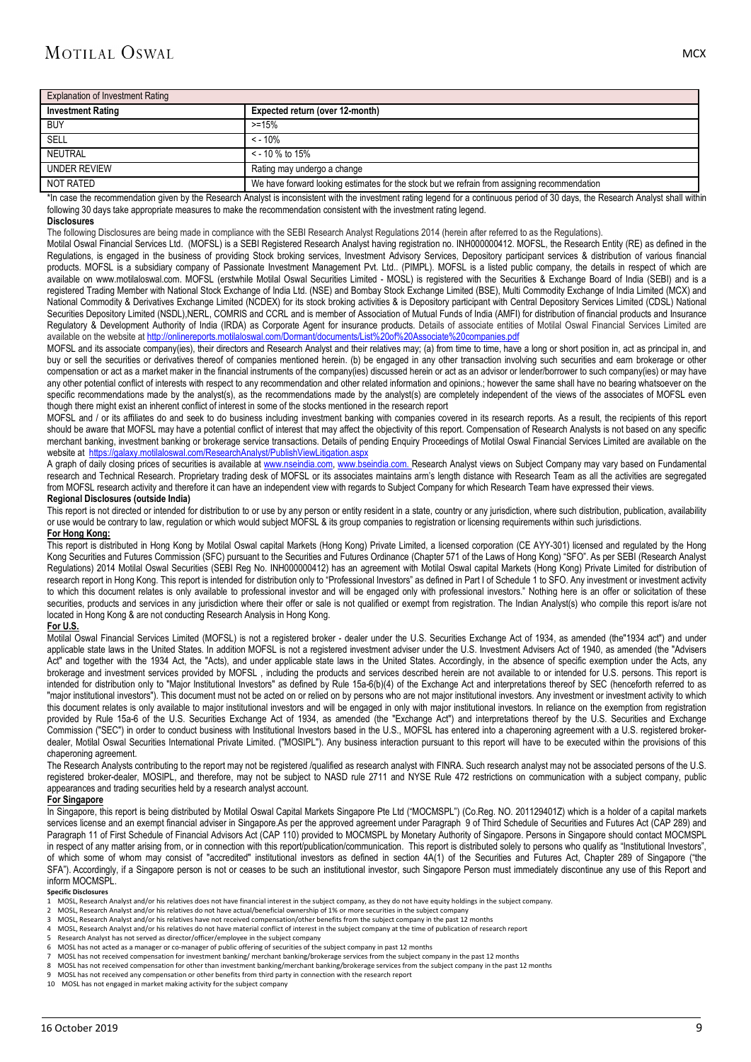| Explanation of Investment Rating | |
|---|---|
| **Investment Rating** | **Expected return (over 12-month)** |
| BUY | >=15% |
| SELL | < - 10% |
| NEUTRAL | < - 10 % to 15% |
| UNDER REVIEW | Rating may undergo a change |
| NOT RATED | We have forward looking estimates for the stock but we refrain from assigning recommendation |

*In case the recommendation given by the Research Analyst is inconsistent with the investment rating legend for a continuous period of 30 days, the Research Analyst shall within following 30 days take appropriate measures to make the recommendation consistent with the investment rating legend.

**Disclosures**

The following Disclosures are being made in compliance with the SEBI Research Analyst Regulations 2014 (herein after referred to as the Regulations).

Motilal Oswal Financial Services Ltd. (MOFSL) is a SEBI Registered Research Analyst having registration no. INH000000412. MOFSL, the Research Entity (RE) as defined in the Regulations, is engaged in the business of providing Stock broking services, Investment Advisory Services, Depository participant services & distribution of various financial products. MOFSL is a subsidiary company of Passionate Investment Management Pvt. Ltd.. (PIMPL). MOFSL is a listed public company, the details in respect of which are available on www.motilaloswal.com. MOFSL (erstwhile Motilal Oswal Securities Limited - MOSL) is registered with the Securities & Exchange Board of India (SEBI) and is a registered Trading Member with National Stock Exchange of India Ltd. (NSE) and Bombay Stock Exchange Limited (BSE), Multi Commodity Exchange of India Limited (MCX) and National Commodity & Derivatives Exchange Limited (NCDEX) for its stock broking activities & is Depository participant with Central Depository Services Limited (CDSL) National Securities Depository Limited (NSDL),NERL, COMRIS and CCRL and is member of Association of Mutual Funds of India (AMFI) for distribution of financial products and Insurance Regulatory & Development Authority of India (IRDA) as Corporate Agent for insurance products. Details of associate entities of Motilal Oswal Financial Services Limited are available on the website at http://onlinereports.motilaloswal.com/Dormant/documents/List%20of%20Associate%20companies.pdf

MOFSL and its associate company(ies), their directors and Research Analyst and their relatives may; (a) from time to time, have a long or short position in, act as principal in, and buy or sell the securities or derivatives thereof of companies mentioned herein. (b) be engaged in any other transaction involving such securities and earn brokerage or other compensation or act as a market maker in the financial instruments of the company(ies) discussed herein or act as an advisor or lender/borrower to such company(ies) or may have any other potential conflict of interests with respect to any recommendation and other related information and opinions.; however the same shall have no bearing whatsoever on the specific recommendations made by the analyst(s), as the recommendations made by the analyst(s) are completely independent of the views of the associates of MOFSL even though there might exist an inherent conflict of interest in some of the stocks mentioned in the research report

MOFSL and / or its affiliates do and seek to do business including investment banking with companies covered in its research reports. As a result, the recipients of this report should be aware that MOFSL may have a potential conflict of interest that may affect the objectivity of this report. Compensation of Research Analysts is not based on any specific merchant banking, investment banking or brokerage service transactions. Details of pending Enquiry Proceedings of Motilal Oswal Financial Services Limited are available on the website at https://galaxy.motilaloswal.com/ResearchAnalyst/PublishViewLitigation.aspx

A graph of daily closing prices of securities is available at www.nseindia.com, www.bseindia.com. Research Analyst views on Subject Company may vary based on Fundamental research and Technical Research. Proprietary trading desk of MOFSL or its associates maintains arm's length distance with Research Team as all the activities are segregated from MOFSL research activity and therefore it can have an independent view with regards to Subject Company for which Research Team have expressed their views.

**Regional Disclosures (outside India)**

This report is not directed or intended for distribution to or use by any person or entity resident in a state, country or any jurisdiction, where such distribution, publication, availability or use would be contrary to law, regulation or which would subject MOFSL & its group companies to registration or licensing requirements within such jurisdictions.

**For Hong Kong:**

This report is distributed in Hong Kong by Motilal Oswal capital Markets (Hong Kong) Private Limited, a licensed corporation (CE AYY-301) licensed and regulated by the Hong Kong Securities and Futures Commission (SFC) pursuant to the Securities and Futures Ordinance (Chapter 571 of the Laws of Hong Kong) "SFO". As per SEBI (Research Analyst Regulations) 2014 Motilal Oswal Securities (SEBI Reg No. INH000000412) has an agreement with Motilal Oswal capital Markets (Hong Kong) Private Limited for distribution of research report in Hong Kong. This report is intended for distribution only to "Professional Investors" as defined in Part I of Schedule 1 to SFO. Any investment or investment activity to which this document relates is only available to professional investor and will be engaged only with professional investors." Nothing here is an offer or solicitation of these securities, products and services in any jurisdiction where their offer or sale is not qualified or exempt from registration. The Indian Analyst(s) who compile this report is/are not located in Hong Kong & are not conducting Research Analysis in Hong Kong.

**For U.S.**

Motilal Oswal Financial Services Limited (MOFSL) is not a registered broker - dealer under the U.S. Securities Exchange Act of 1934, as amended (the"1934 act") and under applicable state laws in the United States. In addition MOFSL is not a registered investment adviser under the U.S. Investment Advisers Act of 1940, as amended (the "Advisers Act" and together with the 1934 Act, the "Acts), and under applicable state laws in the United States. Accordingly, in the absence of specific exemption under the Acts, any brokerage and investment services provided by MOFSL , including the products and services described herein are not available to or intended for U.S. persons. This report is intended for distribution only to "Major Institutional Investors" as defined by Rule 15a-6(b)(4) of the Exchange Act and interpretations thereof by SEC (henceforth referred to as "major institutional investors"). This document must not be acted on or relied on by persons who are not major institutional investors. Any investment or investment activity to which this document relates is only available to major institutional investors and will be engaged in only with major institutional investors. In reliance on the exemption from registration provided by Rule 15a-6 of the U.S. Securities Exchange Act of 1934, as amended (the "Exchange Act") and interpretations thereof by the U.S. Securities and Exchange Commission ("SEC") in order to conduct business with Institutional Investors based in the U.S., MOFSL has entered into a chaperoning agreement with a U.S. registered broker-dealer, Motilal Oswal Securities International Private Limited. ("MOSIPL"). Any business interaction pursuant to this report will have to be executed within the provisions of this chaperoning agreement.

The Research Analysts contributing to the report may not be registered /qualified as research analyst with FINRA. Such research analyst may not be associated persons of the U.S. registered broker-dealer, MOSIPL, and therefore, may not be subject to NASD rule 2711 and NYSE Rule 472 restrictions on communication with a subject company, public appearances and trading securities held by a research analyst account.

**For Singapore**

In Singapore, this report is being distributed by Motilal Oswal Capital Markets Singapore Pte Ltd ("MOCMSPL") (Co.Reg. NO. 201129401Z) which is a holder of a capital markets services license and an exempt financial adviser in Singapore.As per the approved agreement under Paragraph 9 of Third Schedule of Securities and Futures Act (CAP 289) and Paragraph 11 of First Schedule of Financial Advisors Act (CAP 110) provided to MOCMSPL by Monetary Authority of Singapore. Persons in Singapore should contact MOCMSPL in respect of any matter arising from, or in connection with this report/publication/communication. This report is distributed solely to persons who qualify as "Institutional Investors", of which some of whom may consist of "accredited" institutional investors as defined in section 4A(1) of the Securities and Futures Act, Chapter 289 of Singapore ("the SFA"). Accordingly, if a Singapore person is not or ceases to be such an institutional investor, such Singapore Person must immediately discontinue any use of this Report and inform MOCMSPL.

**Specific Disclosures**

1. MOSL, Research Analyst and/or his relatives does not have financial interest in the subject company, as they do not have equity holdings in the subject company.
2. MOSL, Research Analyst and/or his relatives do not have actual/beneficial ownership of 1% or more securities in the subject company
3. MOSL, Research Analyst and/or his relatives have not received compensation/other benefits from the subject company in the past 12 months
4. MOSL, Research Analyst and/or his relatives do not have material conflict of interest in the subject company at the time of publication of research report
5. Research Analyst has not served as director/officer/employee in the subject company
6. MOSL has not acted as a manager or co-manager of public offering of securities of the subject company in past 12 months
7. MOSL has not received compensation for investment banking/ merchant banking/brokerage services from the subject company in the past 12 months
8. MOSL has not received compensation for other than investment banking/merchant banking/brokerage services from the subject company in the past 12 months
9. MOSL has not received any compensation or other benefits from third party in connection with the research report
10. MOSL has not engaged in market making activity for the subject company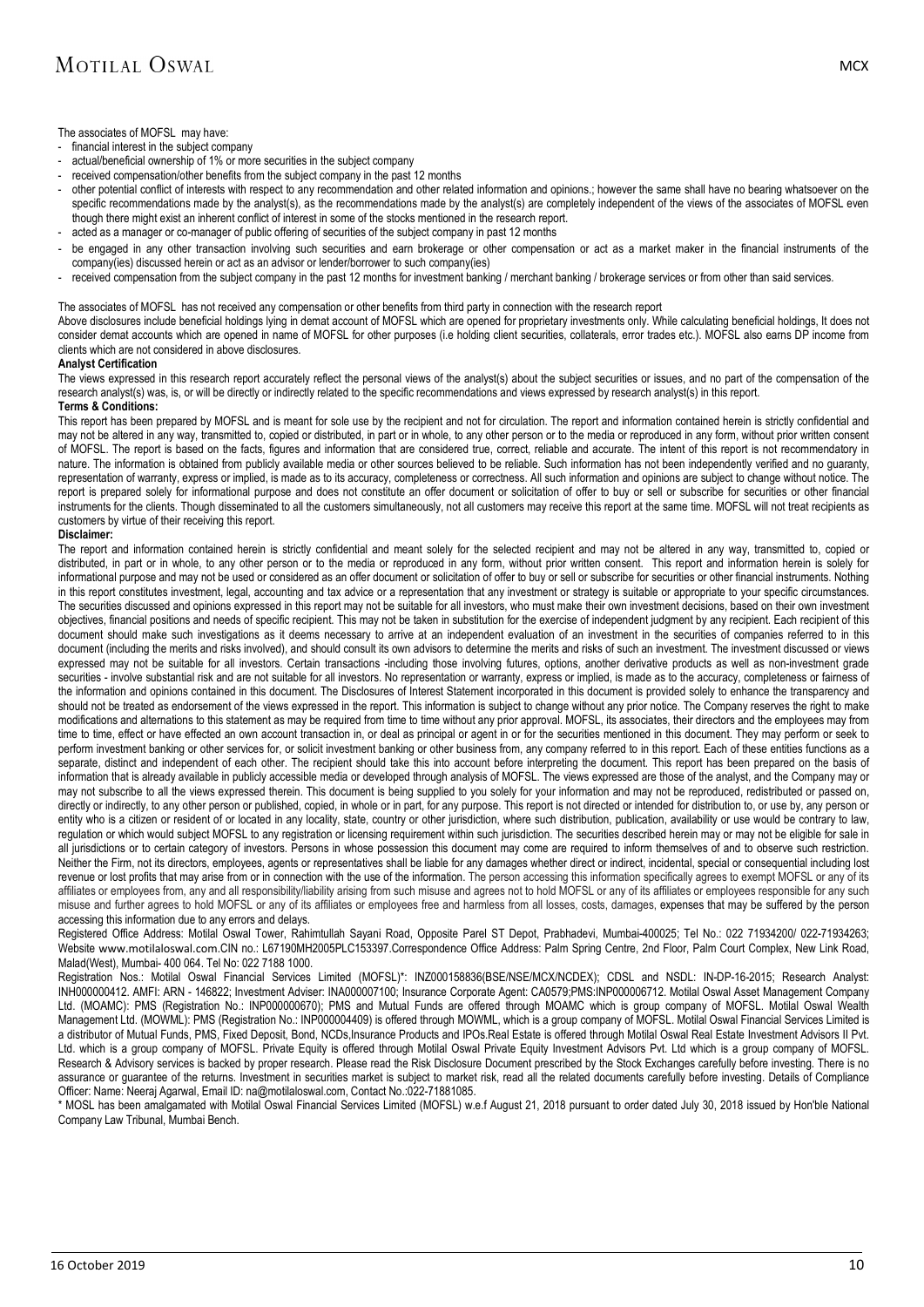The associates of MOFSL may have:

- financial interest in the subject company
- actual/beneficial ownership of 1% or more securities in the subject company
- received compensation/other benefits from the subject company in the past 12 months
- other potential conflict of interests with respect to any recommendation and other related information and opinions.; however the same shall have no bearing whatsoever on the specific recommendations made by the analyst(s), as the recommendations made by the analyst(s) are completely independent of the views of the associates of MOFSL even though there might exist an inherent conflict of interest in some of the stocks mentioned in the research report.
- acted as a manager or co-manager of public offering of securities of the subject company in past 12 months
- be engaged in any other transaction involving such securities and earn brokerage or other compensation or act as a market maker in the financial instruments of the company(ies) discussed herein or act as an advisor or lender/borrower to such company(ies)
- received compensation from the subject company in the past 12 months for investment banking / merchant banking / brokerage services or from other than said services.

The associates of MOFSL has not received any compensation or other benefits from third party in connection with the research report

Above disclosures include beneficial holdings lying in demat account of MOFSL which are opened for proprietary investments only. While calculating beneficial holdings, It does not consider demat accounts which are opened in name of MOFSL for other purposes (i.e holding client securities, collaterals, error trades etc.). MOFSL also earns DP income from clients which are not considered in above disclosures.

**Analyst Certification**

The views expressed in this research report accurately reflect the personal views of the analyst(s) about the subject securities or issues, and no part of the compensation of the research analyst(s) was, is, or will be directly or indirectly related to the specific recommendations and views expressed by research analyst(s) in this report.

**Terms & Conditions:**

This report has been prepared by MOFSL and is meant for sole use by the recipient and not for circulation. The report and information contained herein is strictly confidential and may not be altered in any way, transmitted to, copied or distributed, in part or in whole, to any other person or to the media or reproduced in any form, without prior written consent of MOFSL. The report is based on the facts, figures and information that are considered true, correct, reliable and accurate. The intent of this report is not recommendatory in nature. The information is obtained from publicly available media or other sources believed to be reliable. Such information has not been independently verified and no guaranty, representation of warranty, express or implied, is made as to its accuracy, completeness or correctness. All such information and opinions are subject to change without notice. The report is prepared solely for informational purpose and does not constitute an offer document or solicitation of offer to buy or sell or subscribe for securities or other financial instruments for the clients. Though disseminated to all the customers simultaneously, not all customers may receive this report at the same time. MOFSL will not treat recipients as customers by virtue of their receiving this report.

**Disclaimer:**

The report and information contained herein is strictly confidential and meant solely for the selected recipient and may not be altered in any way, transmitted to, copied or distributed, in part or in whole, to any other person or to the media or reproduced in any form, without prior written consent. This report and information herein is solely for informational purpose and may not be used or considered as an offer document or solicitation of offer to buy or sell or subscribe for securities or other financial instruments. Nothing in this report constitutes investment, legal, accounting and tax advice or a representation that any investment or strategy is suitable or appropriate to your specific circumstances. The securities discussed and opinions expressed in this report may not be suitable for all investors, who must make their own investment decisions, based on their own investment objectives, financial positions and needs of specific recipient. This may not be taken in substitution for the exercise of independent judgment by any recipient. Each recipient of this document should make such investigations as it deems necessary to arrive at an independent evaluation of an investment in the securities of companies referred to in this document (including the merits and risks involved), and should consult its own advisors to determine the merits and risks of such an investment. The investment discussed or views expressed may not be suitable for all investors. Certain transactions -including those involving futures, options, another derivative products as well as non-investment grade securities - involve substantial risk and are not suitable for all investors. No representation or warranty, express or implied, is made as to the accuracy, completeness or fairness of the information and opinions contained in this document. The Disclosures of Interest Statement incorporated in this document is provided solely to enhance the transparency and should not be treated as endorsement of the views expressed in the report. This information is subject to change without any prior notice. The Company reserves the right to make modifications and alternations to this statement as may be required from time to time without any prior approval. MOFSL, its associates, their directors and the employees may from time to time, effect or have effected an own account transaction in, or deal as principal or agent in or for the securities mentioned in this document. They may perform or seek to perform investment banking or other services for, or solicit investment banking or other business from, any company referred to in this report. Each of these entities functions as a separate, distinct and independent of each other. The recipient shall take this into account before interpreting the document. This report has been prepared on the basis of information that is already available in publicly accessible media or developed through analysis of MOFSL. The views expressed are those of the analyst, and the Company may or may not subscribe to all the views expressed therein. This document is being supplied to you solely for your information and may not be reproduced, redistributed or passed on, directly or indirectly, to any other person or published, copied, in whole or in part, for any purpose. This report is not directed or intended for distribution to, or use by, any person or entity who is a citizen or resident of or located in any locality, state, country or other jurisdiction, where such distribution, publication, availability or use would be contrary to law, regulation or which would subject MOFSL to any registration or licensing requirement within such jurisdiction. The securities described herein may or may not be eligible for sale in all jurisdictions or to certain category of investors. Persons in whose possession this document may come are required to inform themselves of and to observe such restriction. Neither the Firm, not its directors, employees, agents or representatives shall be liable for any damages whether direct or indirect, incidental, special or consequential including lost revenue or lost profits that may arise from or in connection with the use of the information. The person accessing this information specifically agrees to exempt MOFSL or any of its affiliates or employees from, any and all responsibility/liability arising from such misuse and agrees not to hold MOFSL or any of its affiliates or employees responsible for any such misuse and further agrees to hold MOFSL or any of its affiliates or employees free and harmless from all losses, costs, damages, expenses that may be suffered by the person accessing this information due to any errors and delays.

Registered Office Address: Motilal Oswal Tower, Rahimtullah Sayani Road, Opposite Parel ST Depot, Prabhadevi, Mumbai-400025; Tel No.: 022 71934200/ 022-71934263; Website www.motilaloswal.com.CIN no.: L67190MH2005PLC153397.Correspondence Office Address: Palm Spring Centre, 2nd Floor, Palm Court Complex, New Link Road, Malad(West), Mumbai- 400 064. Tel No: 022 7188 1000.

Registration Nos.: Motilal Oswal Financial Services Limited (MOFSL)*: INZ000158836(BSE/NSE/MCX/NCDEX); CDSL and NSDL: IN-DP-16-2015; Research Analyst: INH000000412. AMFI: ARN - 146822; Investment Adviser: INA000007100; Insurance Corporate Agent: CA0579;PMS:INP000006712. Motilal Oswal Asset Management Company Ltd. (MOAMC): PMS (Registration No.: INP000000670); PMS and Mutual Funds are offered through MOAMC which is group company of MOFSL. Motilal Oswal Wealth Management Ltd. (MOWML): PMS (Registration No.: INP000004409) is offered through MOWML, which is a group company of MOFSL. Motilal Oswal Financial Services Limited is a distributor of Mutual Funds, PMS, Fixed Deposit, Bond, NCDs,Insurance Products and IPOs.Real Estate is offered through Motilal Oswal Real Estate Investment Advisors II Pvt. Ltd. which is a group company of MOFSL. Private Equity is offered through Motilal Oswal Private Equity Investment Advisors Pvt. Ltd which is a group company of MOFSL. Research & Advisory services is backed by proper research. Please read the Risk Disclosure Document prescribed by the Stock Exchanges carefully before investing. There is no assurance or guarantee of the returns. Investment in securities market is subject to market risk, read all the related documents carefully before investing. Details of Compliance Officer: Name: Neeraj Agarwal, Email ID: na@motilaloswal.com, Contact No.:022-71881085.

* MOSL has been amalgamated with Motilal Oswal Financial Services Limited (MOFSL) w.e.f August 21, 2018 pursuant to order dated July 30, 2018 issued by Hon'ble National Company Law Tribunal, Mumbai Bench.